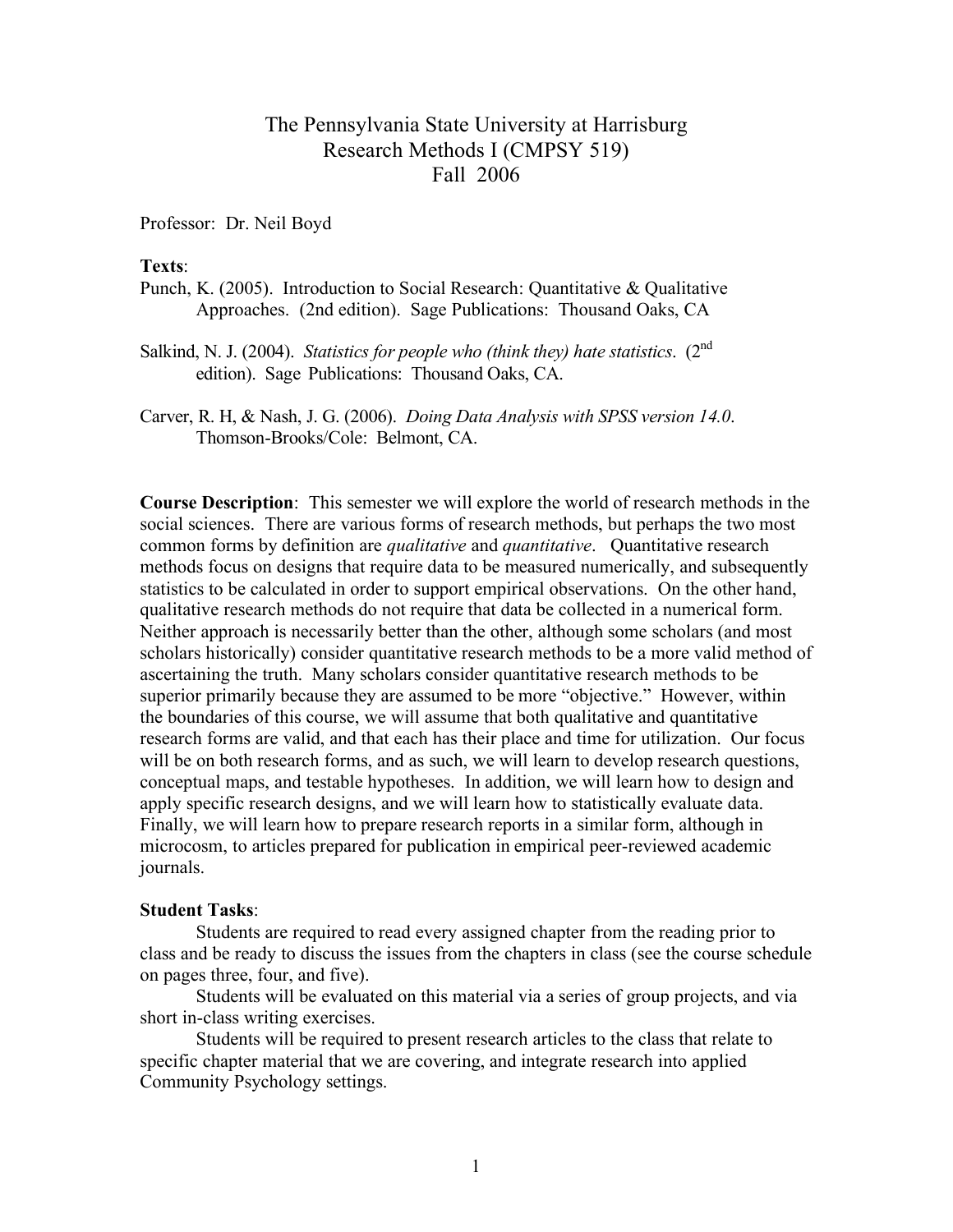# The Pennsylvania State University at Harrisburg
## Research Methods I (CMPSY 519)
## Fall 2006

Professor: Dr. Neil Boyd

**Texts**:

Punch, K. (2005). Introduction to Social Research: Quantitative & Qualitative Approaches. (2nd edition). Sage Publications: Thousand Oaks, CA

Salkind, N. J. (2004). *Statistics for people who (think they) hate statistics*. (2nd edition). Sage Publications: Thousand Oaks, CA.

Carver, R. H, & Nash, J. G. (2006). *Doing Data Analysis with SPSS version 14.0*. Thomson-Brooks/Cole: Belmont, CA.

**Course Description**: This semester we will explore the world of research methods in the social sciences. There are various forms of research methods, but perhaps the two most common forms by definition are *qualitative* and *quantitative*. Quantitative research methods focus on designs that require data to be measured numerically, and subsequently statistics to be calculated in order to support empirical observations. On the other hand, qualitative research methods do not require that data be collected in a numerical form. Neither approach is necessarily better than the other, although some scholars (and most scholars historically) consider quantitative research methods to be a more valid method of ascertaining the truth. Many scholars consider quantitative research methods to be superior primarily because they are assumed to be more "objective." However, within the boundaries of this course, we will assume that both qualitative and quantitative research forms are valid, and that each has their place and time for utilization. Our focus will be on both research forms, and as such, we will learn to develop research questions, conceptual maps, and testable hypotheses. In addition, we will learn how to design and apply specific research designs, and we will learn how to statistically evaluate data. Finally, we will learn how to prepare research reports in a similar form, although in microcosm, to articles prepared for publication in empirical peer-reviewed academic journals.

**Student Tasks**:

Students are required to read every assigned chapter from the reading prior to class and be ready to discuss the issues from the chapters in class (see the course schedule on pages three, four, and five).

Students will be evaluated on this material via a series of group projects, and via short in-class writing exercises.

Students will be required to present research articles to the class that relate to specific chapter material that we are covering, and integrate research into applied Community Psychology settings.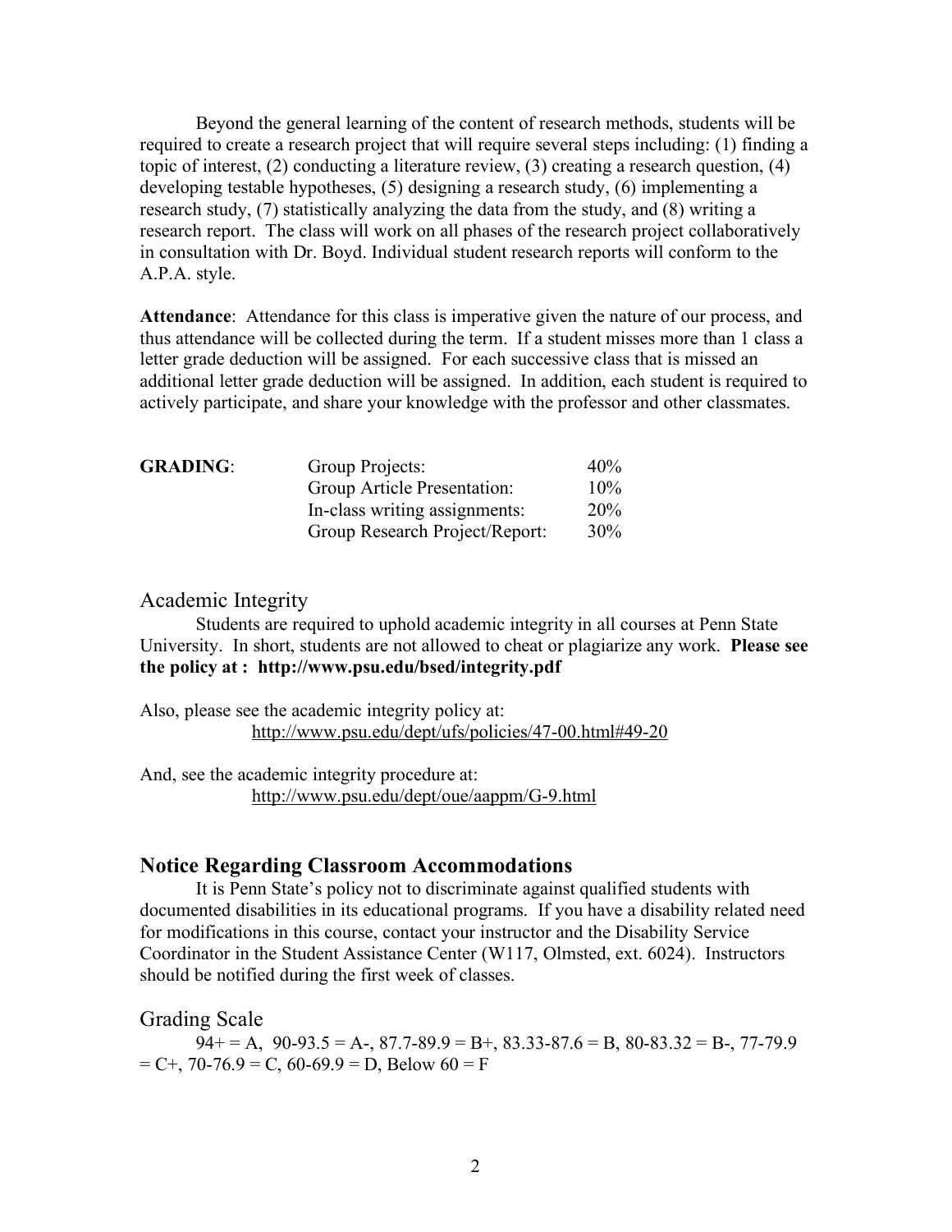Beyond the general learning of the content of research methods, students will be required to create a research project that will require several steps including: (1) finding a topic of interest, (2) conducting a literature review, (3) creating a research question, (4) developing testable hypotheses, (5) designing a research study, (6) implementing a research study, (7) statistically analyzing the data from the study, and (8) writing a research report. The class will work on all phases of the research project collaboratively in consultation with Dr. Boyd. Individual student research reports will conform to the A.P.A. style.

**Attendance**: Attendance for this class is imperative given the nature of our process, and thus attendance will be collected during the term. If a student misses more than 1 class a letter grade deduction will be assigned. For each successive class that is missed an additional letter grade deduction will be assigned. In addition, each student is required to actively participate, and share your knowledge with the professor and other classmates.

| **GRADING**: | | |
|---|---|---|
| | Group Projects: | 40% |
| | Group Article Presentation: | 10% |
| | In-class writing assignments: | 20% |
| | Group Research Project/Report: | 30% |

## Academic Integrity

Students are required to uphold academic integrity in all courses at Penn State University. In short, students are not allowed to cheat or plagiarize any work. **Please see the policy at : http://www.psu.edu/bsed/integrity.pdf**

Also, please see the academic integrity policy at:
http://www.psu.edu/dept/ufs/policies/47-00.html#49-20

And, see the academic integrity procedure at:
http://www.psu.edu/dept/oue/aappm/G-9.html

## Notice Regarding Classroom Accommodations

It is Penn State's policy not to discriminate against qualified students with documented disabilities in its educational programs. If you have a disability related need for modifications in this course, contact your instructor and the Disability Service Coordinator in the Student Assistance Center (W117, Olmsted, ext. 6024). Instructors should be notified during the first week of classes.

## Grading Scale

94+ = A, 90-93.5 = A-, 87.7-89.9 = B+, 83.33-87.6 = B, 80-83.32 = B-, 77-79.9 = C+, 70-76.9 = C, 60-69.9 = D, Below 60 = F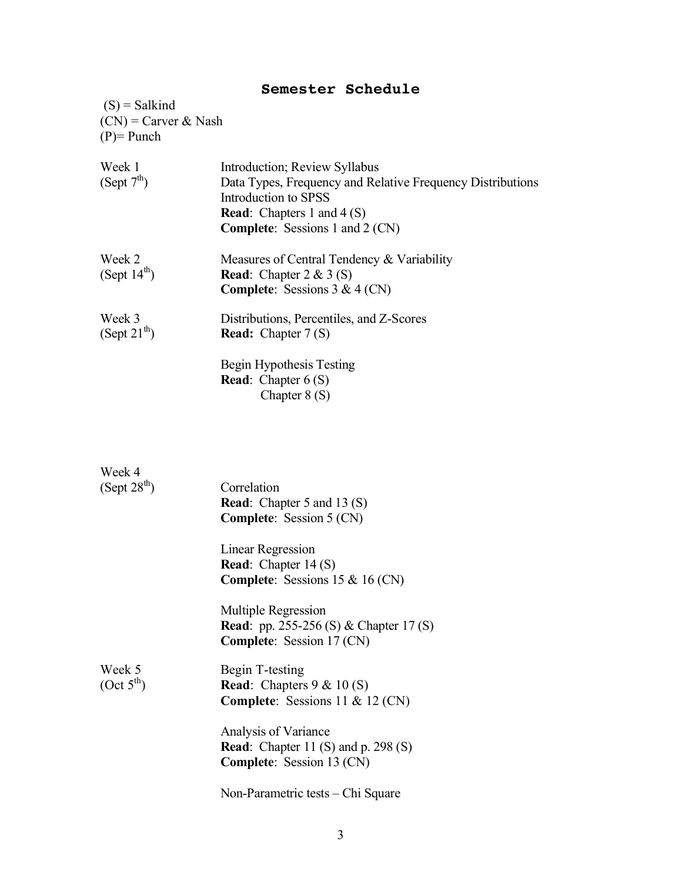## Semester Schedule

(S) = Salkind
(CN) = Carver & Nash
(P)= Punch

| | |
|---|---|
| Week 1 (Sept 7th) | Introduction; Review Syllabus<br>Data Types, Frequency and Relative Frequency Distributions<br>Introduction to SPSS<br>**Read**: Chapters 1 and 4 (S)<br>**Complete**: Sessions 1 and 2 (CN) |
| Week 2 (Sept 14th) | Measures of Central Tendency & Variability<br>**Read**: Chapter 2 & 3 (S)<br>**Complete**: Sessions 3 & 4 (CN) |
| Week 3 (Sept 21th) | Distributions, Percentiles, and Z-Scores<br>**Read:** Chapter 7 (S)<br><br>Begin Hypothesis Testing<br>**Read**: Chapter 6 (S)<br>Chapter 8 (S) |
| Week 4 (Sept 28th) | Correlation<br>**Read**: Chapter 5 and 13 (S)<br>**Complete**: Session 5 (CN)<br><br>Linear Regression<br>**Read**: Chapter 14 (S)<br>**Complete**: Sessions 15 & 16 (CN)<br><br>Multiple Regression<br>**Read**: pp. 255-256 (S) & Chapter 17 (S)<br>**Complete**: Session 17 (CN) |
| Week 5 (Oct 5th) | Begin T-testing<br>**Read**: Chapters 9 & 10 (S)<br>**Complete**: Sessions 11 & 12 (CN)<br><br>Analysis of Variance<br>**Read**: Chapter 11 (S) and p. 298 (S)<br>**Complete**: Session 13 (CN)<br><br>Non-Parametric tests – Chi Square |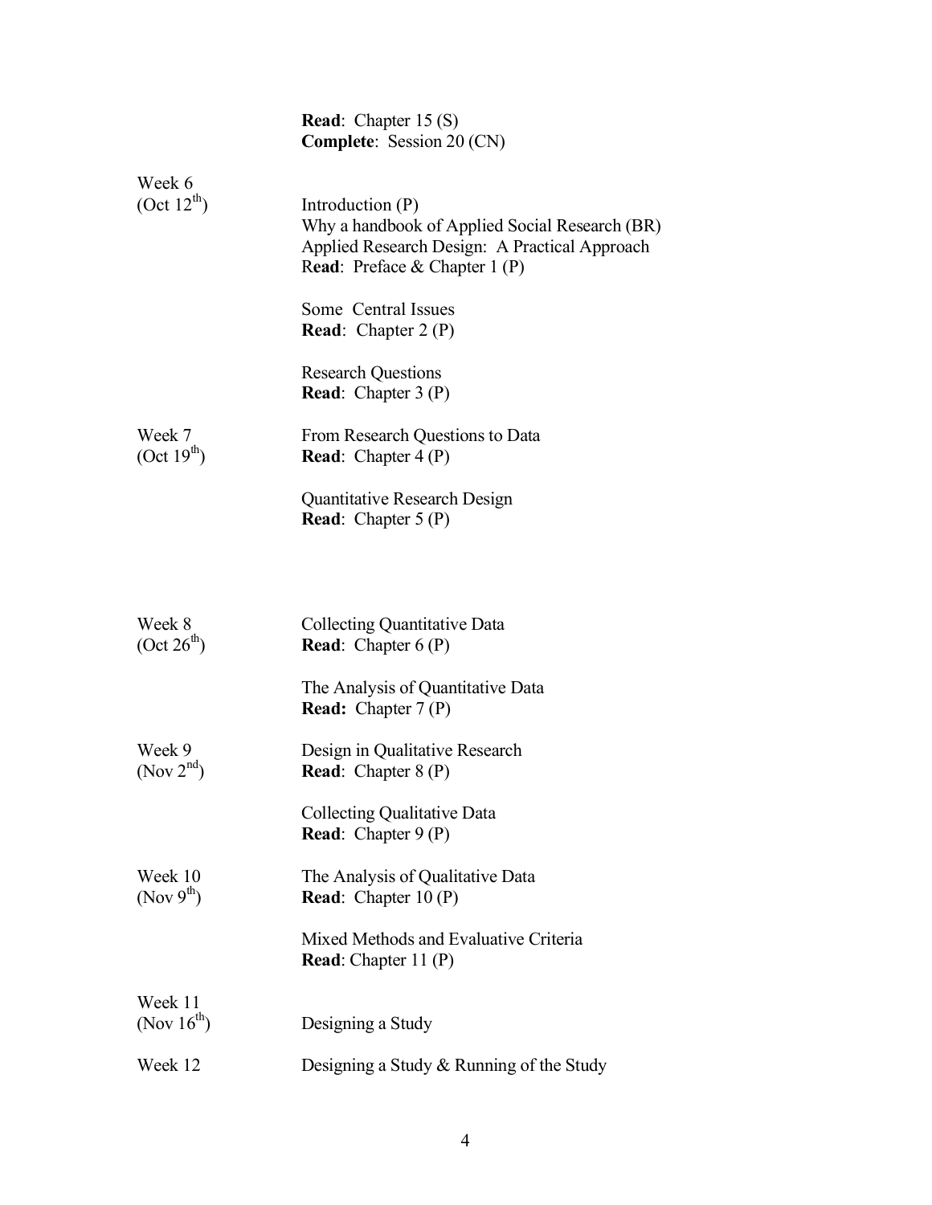**Read**: Chapter 15 (S)
**Complete**: Session 20 (CN)

| | |
|---|---|
| Week 6 (Oct 12th) | Introduction (P)<br>Why a handbook of Applied Social Research (BR)<br>Applied Research Design: A Practical Approach<br>**Read**: Preface & Chapter 1 (P)<br><br>Some Central Issues<br>**Read**: Chapter 2 (P)<br><br>Research Questions<br>**Read**: Chapter 3 (P) |
| Week 7 (Oct 19th) | From Research Questions to Data<br>**Read**: Chapter 4 (P)<br><br>Quantitative Research Design<br>**Read**: Chapter 5 (P) |
| Week 8 (Oct 26th) | Collecting Quantitative Data<br>**Read**: Chapter 6 (P)<br><br>The Analysis of Quantitative Data<br>**Read:** Chapter 7 (P) |
| Week 9 (Nov 2nd) | Design in Qualitative Research<br>**Read**: Chapter 8 (P)<br><br>Collecting Qualitative Data<br>**Read**: Chapter 9 (P) |
| Week 10 (Nov 9th) | The Analysis of Qualitative Data<br>**Read**: Chapter 10 (P)<br><br>Mixed Methods and Evaluative Criteria<br>**Read**: Chapter 11 (P) |
| Week 11 (Nov 16th) | Designing a Study |
| Week 12 | Designing a Study & Running of the Study |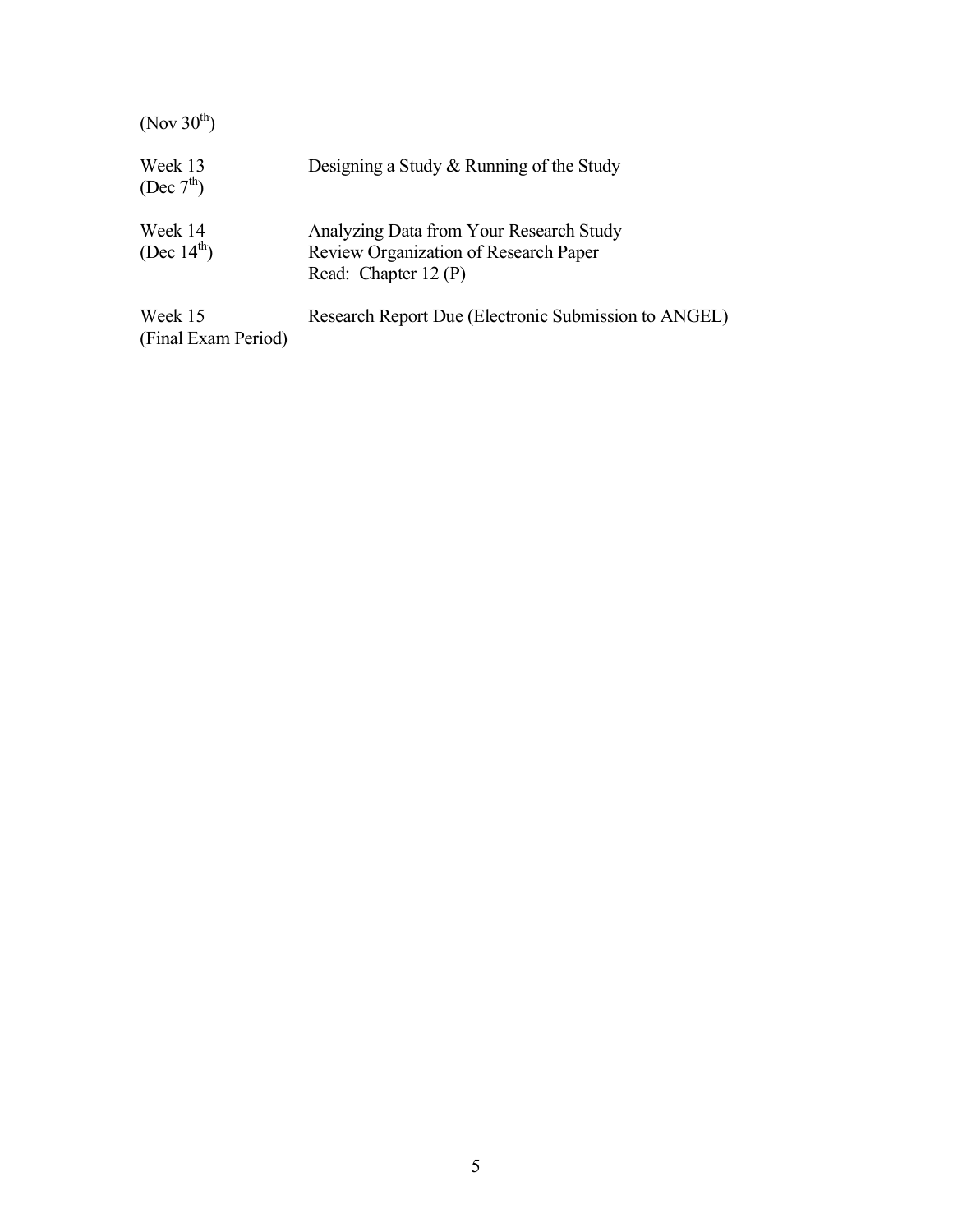| | |
|---|---|
| (Nov 30th) | |
| Week 13 (Dec 7th) | Designing a Study & Running of the Study |
| Week 14 (Dec 14th) | Analyzing Data from Your Research Study<br>Review Organization of Research Paper<br>Read: Chapter 12 (P) |
| Week 15 (Final Exam Period) | Research Report Due (Electronic Submission to ANGEL) |